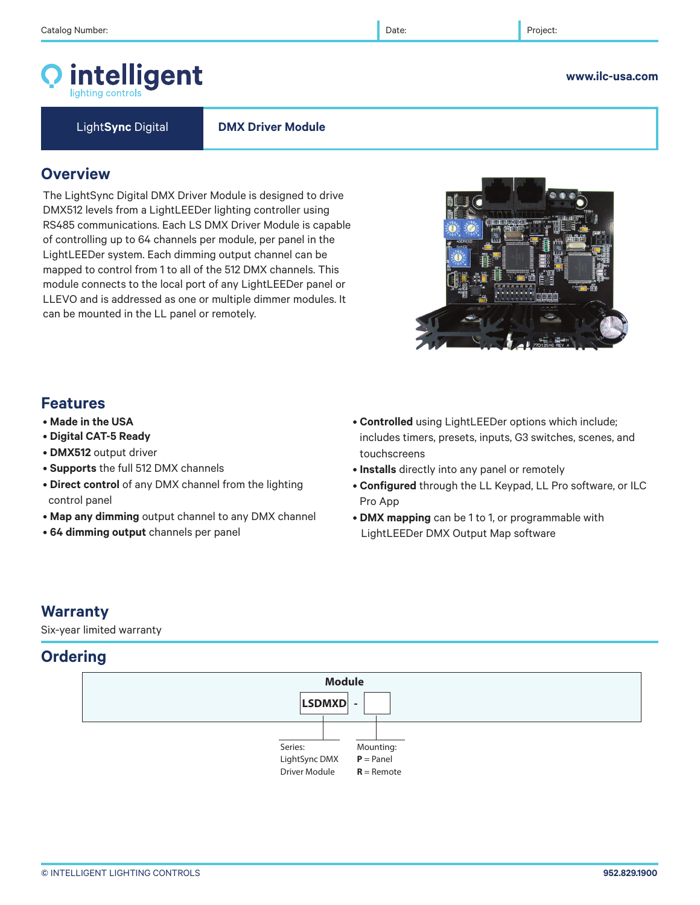Catalog Number: | Date: | Project:

# intelligent lighting controls

www.ilc-usa.com

**LightSync Digital** | **DMX Driver Module**

## Overview

The LightSync Digital DMX Driver Module is designed to drive DMX512 levels from a LightLEEDer lighting controller using RS485 communications. Each LS DMX Driver Module is capable of controlling up to 64 channels per module, per panel in the LightLEEDer system. Each dimming output channel can be mapped to control from 1 to all of the 512 DMX channels. This module connects to the local port of any LightLEEDer panel or LLEVO and is addressed as one or multiple dimmer modules. It can be mounted in the LL panel or remotely.

## Features

- **Made in the USA**
- **Digital CAT-5 Ready**
- **DMX512** output driver
- **Supports** the full 512 DMX channels
- **Direct control** of any DMX channel from the lighting control panel
- **Map any dimming** output channel to any DMX channel
- **64 dimming output** channels per panel
- **Controlled** using LightLEEDer options which include; includes timers, presets, inputs, G3 switches, scenes, and touchscreens
- **Installs** directly into any panel or remotely
- **Configured** through the LL Keypad, LL Pro software, or ILC Pro App
- **DMX mapping** can be 1 to 1, or programmable with LightLEEDer DMX Output Map software

## Warranty

Six-year limited warranty

## Ordering

**Module**

**LSDMXD** - [ ]

| Series: | Mounting: |
|---|---|
| LightSync DMX Driver Module | **P** = Panel<br>**R** = Remote |

© INTELLIGENT LIGHTING CONTROLS — 952.829.1900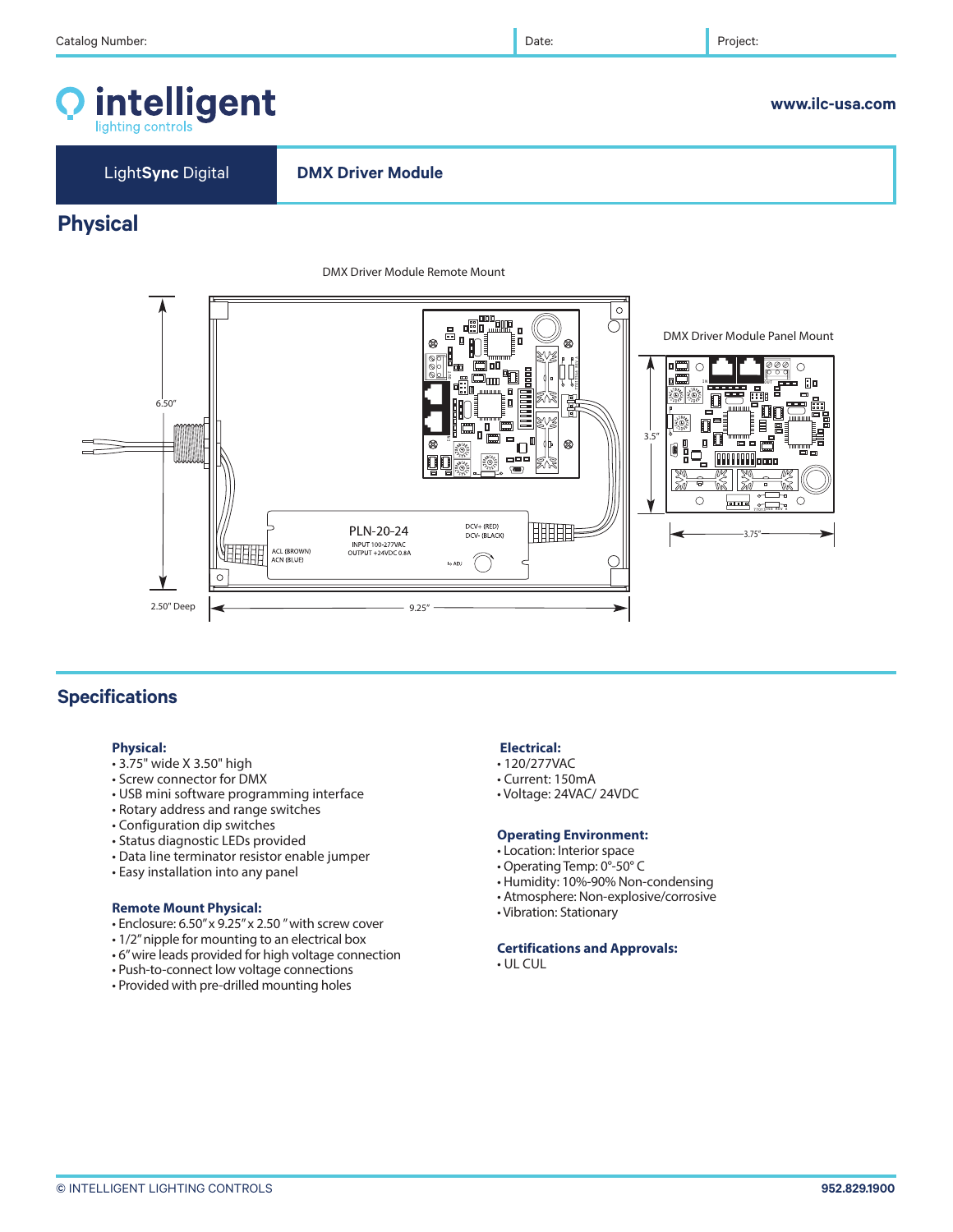Catalog Number: | Date: | Project:

**intelligent** lighting controls

**www.ilc-usa.com**

Light**Sync** Digital | **DMX Driver Module**

## Physical

DMX Driver Module Remote Mount

6.50"

2.50" Deep

9.25"

PLN-20-24
INPUT 100-277VAC
OUTPUT +24VDC 0.8A

ACL (BROWN)
ACN (BLUE)

DCV+ (RED)
DCV- (BLACK)

DMX Driver Module Panel Mount

3.5"

3.75"

## Specifications

**Physical:**

- 3.75" wide X 3.50" high
- Screw connector for DMX
- USB mini software programming interface
- Rotary address and range switches
- Configuration dip switches
- Status diagnostic LEDs provided
- Data line terminator resistor enable jumper
- Easy installation into any panel

**Remote Mount Physical:**

- Enclosure: 6.50" x 9.25" x 2.50 " with screw cover
- 1/2" nipple for mounting to an electrical box
- 6" wire leads provided for high voltage connection
- Push-to-connect low voltage connections
- Provided with pre-drilled mounting holes

**Electrical:**

- 120/277VAC
- Current: 150mA
- Voltage: 24VAC/ 24VDC

**Operating Environment:**

- Location: Interior space
- Operating Temp: 0°-50° C
- Humidity: 10%-90% Non-condensing
- Atmosphere: Non-explosive/corrosive
- Vibration: Stationary

**Certifications and Approvals:**

- UL CUL

© INTELLIGENT LIGHTING CONTROLS

952.829.1900